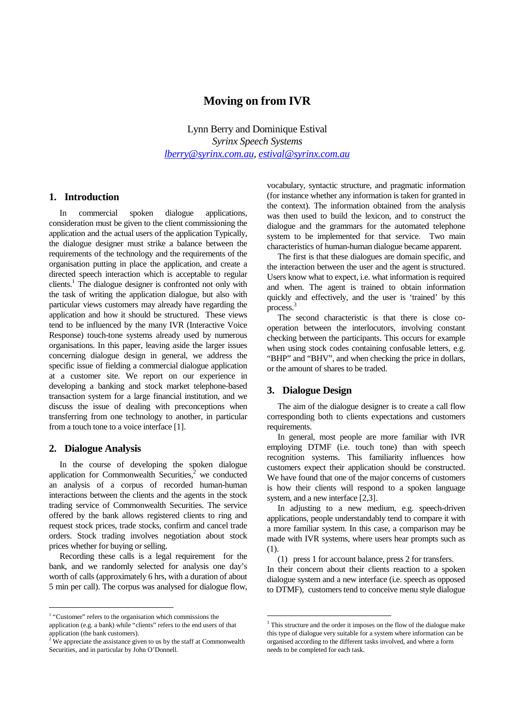# Moving on from IVR

Lynn Berry and Dominique Estival

*Syrinx Speech Systems*

*lberry@syrinx.com.au, estival@syrinx.com.au*

## 1. Introduction

In commercial spoken dialogue applications, consideration must be given to the client commissioning the application and the actual users of the application Typically, the dialogue designer must strike a balance between the requirements of the technology and the requirements of the organisation putting in place the application, and create a directed speech interaction which is acceptable to regular clients.[1] The dialogue designer is confronted not only with the task of writing the application dialogue, but also with particular views customers may already have regarding the application and how it should be structured. These views tend to be influenced by the many IVR (Interactive Voice Response) touch-tone systems already used by numerous organisations. In this paper, leaving aside the larger issues concerning dialogue design in general, we address the specific issue of fielding a commercial dialogue application at a customer site. We report on our experience in developing a banking and stock market telephone-based transaction system for a large financial institution, and we discuss the issue of dealing with preconceptions when transferring from one technology to another, in particular from a touch tone to a voice interface [1].

## 2. Dialogue Analysis

In the course of developing the spoken dialogue application for Commonwealth Securities,[2] we conducted an analysis of a corpus of recorded human-human interactions between the clients and the agents in the stock trading service of Commonwealth Securities. The service offered by the bank allows registered clients to ring and request stock prices, trade stocks, confirm and cancel trade orders. Stock trading involves negotiation about stock prices whether for buying or selling.

Recording these calls is a legal requirement for the bank, and we randomly selected for analysis one day's worth of calls (approximately 6 hrs, with a duration of about 5 min per call). The corpus was analysed for dialogue flow, vocabulary, syntactic structure, and pragmatic information (for instance whether any information is taken for granted in the context). The information obtained from the analysis was then used to build the lexicon, and to construct the dialogue and the grammars for the automated telephone system to be implemented for that service. Two main characteristics of human-human dialogue became apparent.

The first is that these dialogues are domain specific, and the interaction between the user and the agent is structured. Users know what to expect, i.e. what information is required and when. The agent is trained to obtain information quickly and effectively, and the user is 'trained' by this process.[3]

The second characteristic is that there is close co-operation between the interlocutors, involving constant checking between the participants. This occurs for example when using stock codes containing confusable letters, e.g. "BHP" and "BHV", and when checking the price in dollars, or the amount of shares to be traded.

## 3. Dialogue Design

The aim of the dialogue designer is to create a call flow corresponding both to clients expectations and customers requirements.

In general, most people are more familiar with IVR employing DTMF (i.e. touch tone) than with speech recognition systems. This familiarity influences how customers expect their application should be constructed. We have found that one of the major concerns of customers is how their clients will respond to a spoken language system, and a new interface [2,3].

In adjusting to a new medium, e.g. speech-driven applications, people understandably tend to compare it with a more familiar system. In this case, a comparison may be made with IVR systems, where users hear prompts such as (1).

(1) press 1 for account balance, press 2 for transfers.

In their concern about their clients reaction to a spoken dialogue system and a new interface (i.e. speech as opposed to DTMF), customers tend to conceive menu style dialogue

---

[1] "Customer" refers to the organisation which commissions the application (e.g. a bank) while "clients" refers to the end users of that application (the bank customers).

[2] We appreciate the assistance given to us by the staff at Commonwealth Securities, and in particular by John O'Donnell.

[3] This structure and the order it imposes on the flow of the dialogue make this type of dialogue very suitable for a system where information can be organised according to the different tasks involved, and where a form needs to be completed for each task.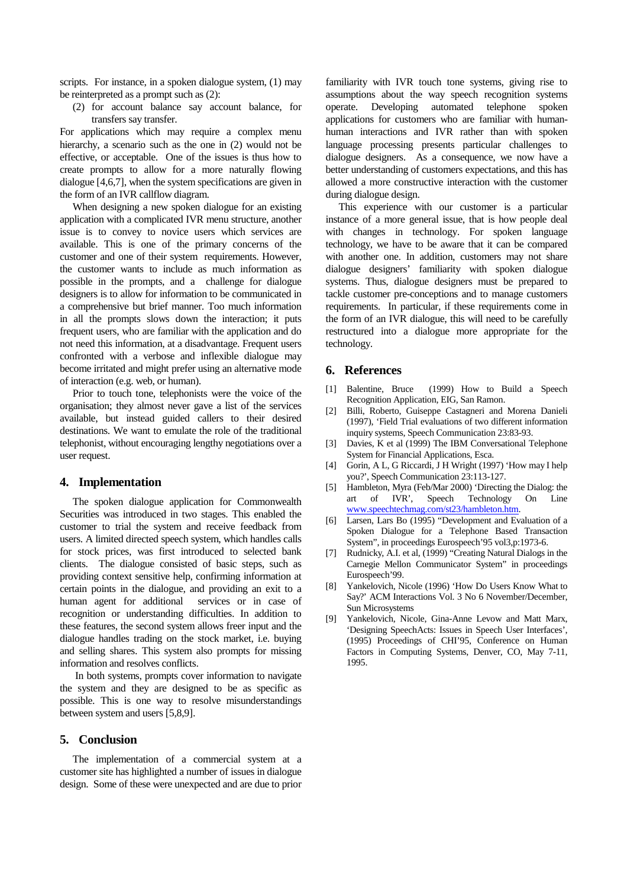scripts. For instance, in a spoken dialogue system, (1) may be reinterpreted as a prompt such as (2):

(2) for account balance say account balance, for transfers say transfer.

For applications which may require a complex menu hierarchy, a scenario such as the one in (2) would not be effective, or acceptable. One of the issues is thus how to create prompts to allow for a more naturally flowing dialogue [4,6,7], when the system specifications are given in the form of an IVR callflow diagram.

When designing a new spoken dialogue for an existing application with a complicated IVR menu structure, another issue is to convey to novice users which services are available. This is one of the primary concerns of the customer and one of their system requirements. However, the customer wants to include as much information as possible in the prompts, and a challenge for dialogue designers is to allow for information to be communicated in a comprehensive but brief manner. Too much information in all the prompts slows down the interaction; it puts frequent users, who are familiar with the application and do not need this information, at a disadvantage. Frequent users confronted with a verbose and inflexible dialogue may become irritated and might prefer using an alternative mode of interaction (e.g. web, or human).

Prior to touch tone, telephonists were the voice of the organisation; they almost never gave a list of the services available, but instead guided callers to their desired destinations. We want to emulate the role of the traditional telephonist, without encouraging lengthy negotiations over a user request.

## 4. Implementation

The spoken dialogue application for Commonwealth Securities was introduced in two stages. This enabled the customer to trial the system and receive feedback from users. A limited directed speech system, which handles calls for stock prices, was first introduced to selected bank clients. The dialogue consisted of basic steps, such as providing context sensitive help, confirming information at certain points in the dialogue, and providing an exit to a human agent for additional services or in case of recognition or understanding difficulties. In addition to these features, the second system allows freer input and the dialogue handles trading on the stock market, i.e. buying and selling shares. This system also prompts for missing information and resolves conflicts.

In both systems, prompts cover information to navigate the system and they are designed to be as specific as possible. This is one way to resolve misunderstandings between system and users [5,8,9].

## 5. Conclusion

The implementation of a commercial system at a customer site has highlighted a number of issues in dialogue design. Some of these were unexpected and are due to prior familiarity with IVR touch tone systems, giving rise to assumptions about the way speech recognition systems operate. Developing automated telephone spoken applications for customers who are familiar with human-human interactions and IVR rather than with spoken language processing presents particular challenges to dialogue designers. As a consequence, we now have a better understanding of customers expectations, and this has allowed a more constructive interaction with the customer during dialogue design.

This experience with our customer is a particular instance of a more general issue, that is how people deal with changes in technology. For spoken language technology, we have to be aware that it can be compared with another one. In addition, customers may not share dialogue designers' familiarity with spoken dialogue systems. Thus, dialogue designers must be prepared to tackle customer pre-conceptions and to manage customers requirements. In particular, if these requirements come in the form of an IVR dialogue, this will need to be carefully restructured into a dialogue more appropriate for the technology.

## 6. References

[1] Balentine, Bruce (1999) How to Build a Speech Recognition Application, EIG, San Ramon.

[2] Billi, Roberto, Guiseppe Castagneri and Morena Danieli (1997), 'Field Trial evaluations of two different information inquiry systems, Speech Communication 23:83-93.

[3] Davies, K et al (1999) The IBM Conversational Telephone System for Financial Applications, Esca.

[4] Gorin, A L, G Riccardi, J H Wright (1997) 'How may I help you?', Speech Communication 23:113-127.

[5] Hambleton, Myra (Feb/Mar 2000) 'Directing the Dialog: the art of IVR', Speech Technology On Line www.speechtechmag.com/st23/hambleton.htm.

[6] Larsen, Lars Bo (1995) "Development and Evaluation of a Spoken Dialogue for a Telephone Based Transaction System", in proceedings Eurospeech'95 vol3,p:1973-6.

[7] Rudnicky, A.I. et al, (1999) "Creating Natural Dialogs in the Carnegie Mellon Communicator System" in proceedings Eurospeech'99.

[8] Yankelovich, Nicole (1996) 'How Do Users Know What to Say?' ACM Interactions Vol. 3 No 6 November/December, Sun Microsystems

[9] Yankelovich, Nicole, Gina-Anne Levow and Matt Marx, 'Designing SpeechActs: Issues in Speech User Interfaces', (1995) Proceedings of CHI'95, Conference on Human Factors in Computing Systems, Denver, CO, May 7-11, 1995.